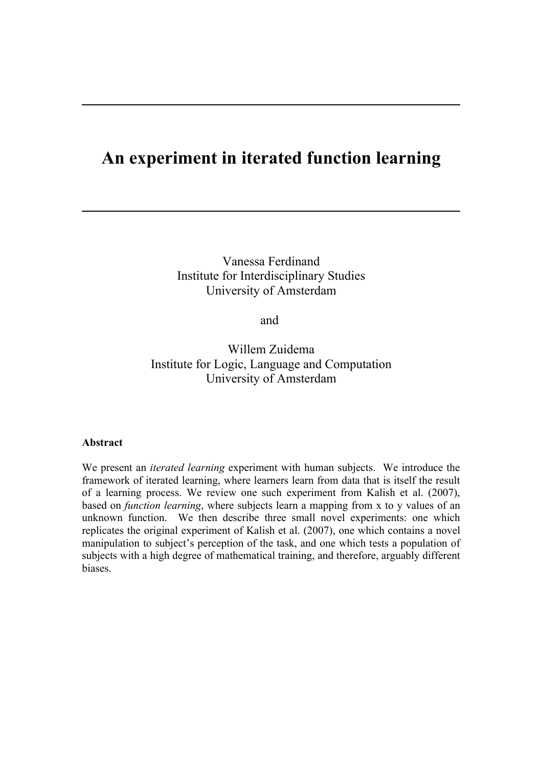# An experiment in iterated function learning

Vanessa Ferdinand
Institute for Interdisciplinary Studies
University of Amsterdam

and

Willem Zuidema
Institute for Logic, Language and Computation
University of Amsterdam

**Abstract**

We present an *iterated learning* experiment with human subjects. We introduce the framework of iterated learning, where learners learn from data that is itself the result of a learning process. We review one such experiment from Kalish et al. (2007), based on *function learning*, where subjects learn a mapping from x to y values of an unknown function. We then describe three small novel experiments: one which replicates the original experiment of Kalish et al. (2007), one which contains a novel manipulation to subject's perception of the task, and one which tests a population of subjects with a high degree of mathematical training, and therefore, arguably different biases.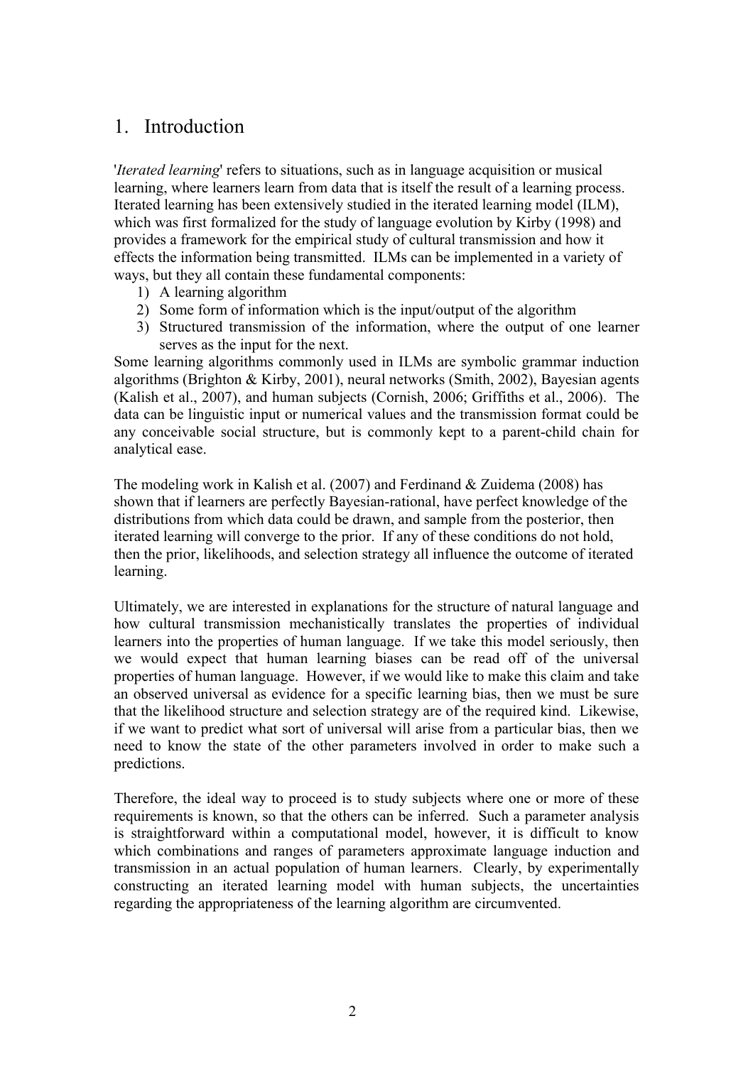## 1. Introduction

'*Iterated learning*' refers to situations, such as in language acquisition or musical learning, where learners learn from data that is itself the result of a learning process. Iterated learning has been extensively studied in the iterated learning model (ILM), which was first formalized for the study of language evolution by Kirby (1998) and provides a framework for the empirical study of cultural transmission and how it effects the information being transmitted. ILMs can be implemented in a variety of ways, but they all contain these fundamental components:

1) A learning algorithm
2) Some form of information which is the input/output of the algorithm
3) Structured transmission of the information, where the output of one learner serves as the input for the next.

Some learning algorithms commonly used in ILMs are symbolic grammar induction algorithms (Brighton & Kirby, 2001), neural networks (Smith, 2002), Bayesian agents (Kalish et al., 2007), and human subjects (Cornish, 2006; Griffiths et al., 2006). The data can be linguistic input or numerical values and the transmission format could be any conceivable social structure, but is commonly kept to a parent-child chain for analytical ease.

The modeling work in Kalish et al. (2007) and Ferdinand & Zuidema (2008) has shown that if learners are perfectly Bayesian-rational, have perfect knowledge of the distributions from which data could be drawn, and sample from the posterior, then iterated learning will converge to the prior. If any of these conditions do not hold, then the prior, likelihoods, and selection strategy all influence the outcome of iterated learning.

Ultimately, we are interested in explanations for the structure of natural language and how cultural transmission mechanistically translates the properties of individual learners into the properties of human language. If we take this model seriously, then we would expect that human learning biases can be read off of the universal properties of human language. However, if we would like to make this claim and take an observed universal as evidence for a specific learning bias, then we must be sure that the likelihood structure and selection strategy are of the required kind. Likewise, if we want to predict what sort of universal will arise from a particular bias, then we need to know the state of the other parameters involved in order to make such a predictions.

Therefore, the ideal way to proceed is to study subjects where one or more of these requirements is known, so that the others can be inferred. Such a parameter analysis is straightforward within a computational model, however, it is difficult to know which combinations and ranges of parameters approximate language induction and transmission in an actual population of human learners. Clearly, by experimentally constructing an iterated learning model with human subjects, the uncertainties regarding the appropriateness of the learning algorithm are circumvented.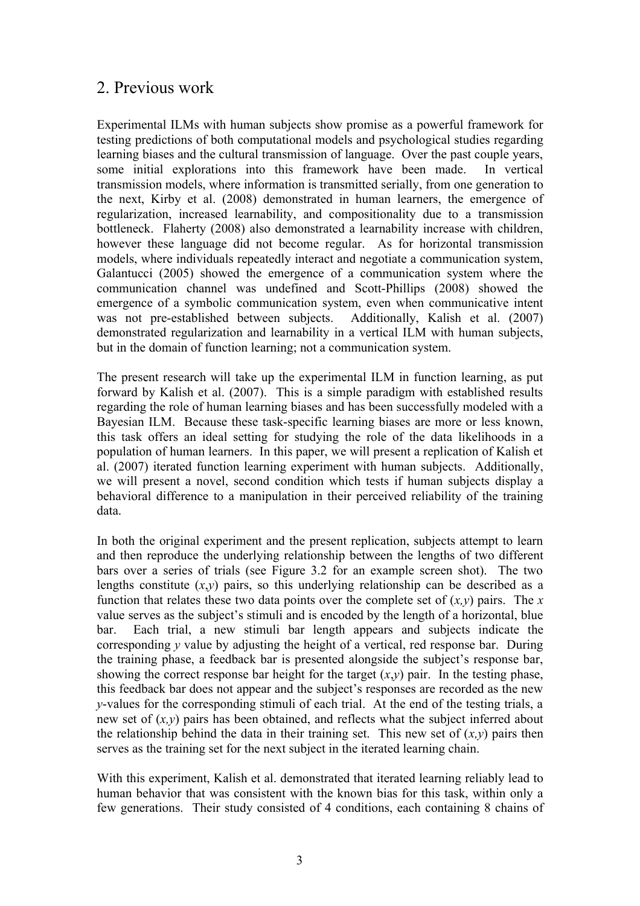## 2. Previous work

Experimental ILMs with human subjects show promise as a powerful framework for testing predictions of both computational models and psychological studies regarding learning biases and the cultural transmission of language. Over the past couple years, some initial explorations into this framework have been made. In vertical transmission models, where information is transmitted serially, from one generation to the next, Kirby et al. (2008) demonstrated in human learners, the emergence of regularization, increased learnability, and compositionality due to a transmission bottleneck. Flaherty (2008) also demonstrated a learnability increase with children, however these language did not become regular. As for horizontal transmission models, where individuals repeatedly interact and negotiate a communication system, Galantucci (2005) showed the emergence of a communication system where the communication channel was undefined and Scott-Phillips (2008) showed the emergence of a symbolic communication system, even when communicative intent was not pre-established between subjects. Additionally, Kalish et al. (2007) demonstrated regularization and learnability in a vertical ILM with human subjects, but in the domain of function learning; not a communication system.

The present research will take up the experimental ILM in function learning, as put forward by Kalish et al. (2007). This is a simple paradigm with established results regarding the role of human learning biases and has been successfully modeled with a Bayesian ILM. Because these task-specific learning biases are more or less known, this task offers an ideal setting for studying the role of the data likelihoods in a population of human learners. In this paper, we will present a replication of Kalish et al. (2007) iterated function learning experiment with human subjects. Additionally, we will present a novel, second condition which tests if human subjects display a behavioral difference to a manipulation in their perceived reliability of the training data.

In both the original experiment and the present replication, subjects attempt to learn and then reproduce the underlying relationship between the lengths of two different bars over a series of trials (see Figure 3.2 for an example screen shot). The two lengths constitute $(x,y)$ pairs, so this underlying relationship can be described as a function that relates these two data points over the complete set of $(x,y)$ pairs. The $x$ value serves as the subject's stimuli and is encoded by the length of a horizontal, blue bar. Each trial, a new stimuli bar length appears and subjects indicate the corresponding $y$ value by adjusting the height of a vertical, red response bar. During the training phase, a feedback bar is presented alongside the subject's response bar, showing the correct response bar height for the target $(x,y)$ pair. In the testing phase, this feedback bar does not appear and the subject's responses are recorded as the new $y$-values for the corresponding stimuli of each trial. At the end of the testing trials, a new set of $(x,y)$ pairs has been obtained, and reflects what the subject inferred about the relationship behind the data in their training set. This new set of $(x,y)$ pairs then serves as the training set for the next subject in the iterated learning chain.

With this experiment, Kalish et al. demonstrated that iterated learning reliably lead to human behavior that was consistent with the known bias for this task, within only a few generations. Their study consisted of 4 conditions, each containing 8 chains of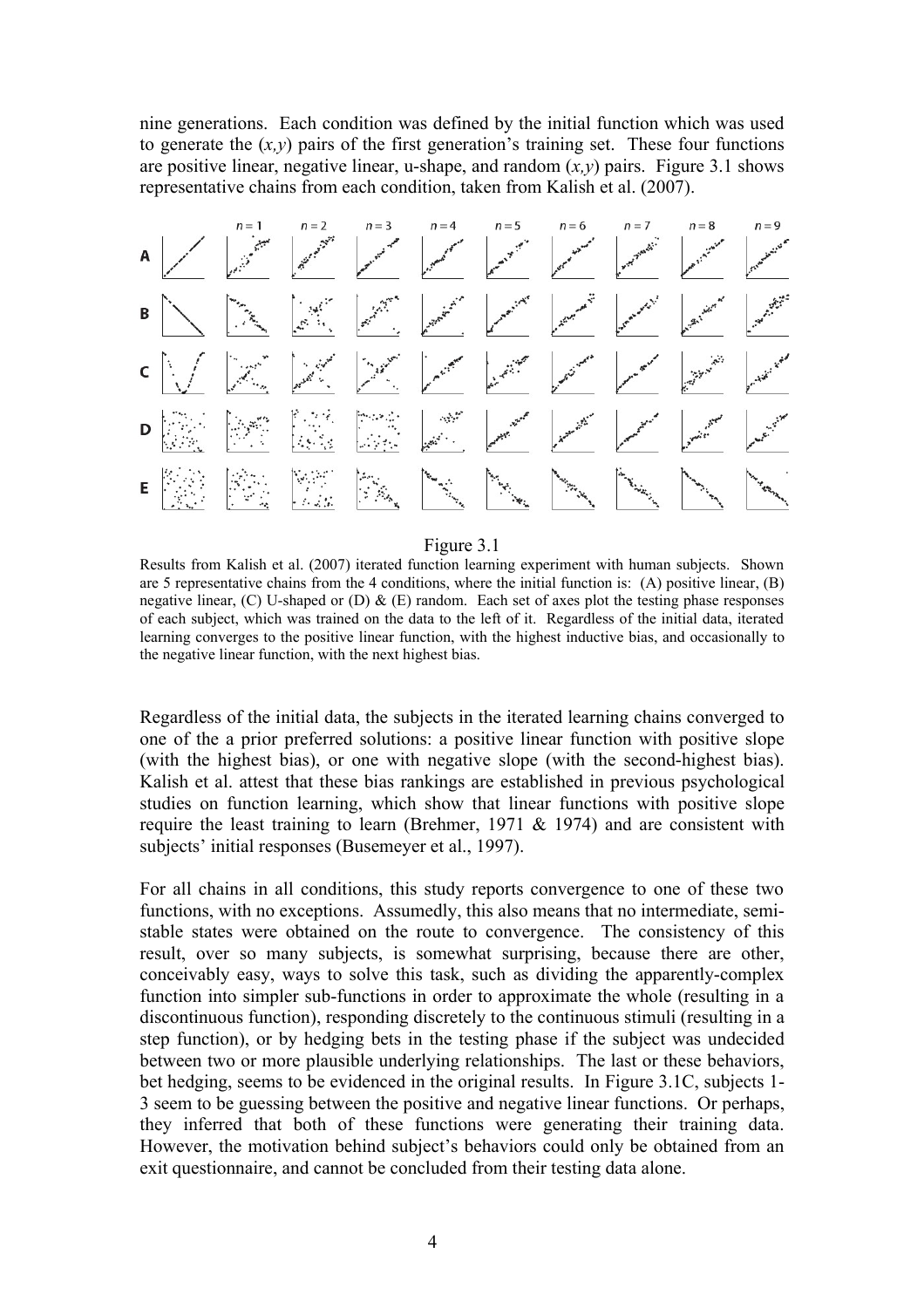nine generations. Each condition was defined by the initial function which was used to generate the $(x,y)$ pairs of the first generation's training set. These four functions are positive linear, negative linear, u-shape, and random $(x,y)$ pairs. Figure 3.1 shows representative chains from each condition, taken from Kalish et al. (2007).

Figure 3.1

Results from Kalish et al. (2007) iterated function learning experiment with human subjects. Shown are 5 representative chains from the 4 conditions, where the initial function is: (A) positive linear, (B) negative linear, (C) U-shaped or (D) & (E) random. Each set of axes plot the testing phase responses of each subject, which was trained on the data to the left of it. Regardless of the initial data, iterated learning converges to the positive linear function, with the highest inductive bias, and occasionally to the negative linear function, with the next highest bias.

Regardless of the initial data, the subjects in the iterated learning chains converged to one of the a prior preferred solutions: a positive linear function with positive slope (with the highest bias), or one with negative slope (with the second-highest bias). Kalish et al. attest that these bias rankings are established in previous psychological studies on function learning, which show that linear functions with positive slope require the least training to learn (Brehmer, 1971 & 1974) and are consistent with subjects' initial responses (Busemeyer et al., 1997).

For all chains in all conditions, this study reports convergence to one of these two functions, with no exceptions. Assumedly, this also means that no intermediate, semi-stable states were obtained on the route to convergence. The consistency of this result, over so many subjects, is somewhat surprising, because there are other, conceivably easy, ways to solve this task, such as dividing the apparently-complex function into simpler sub-functions in order to approximate the whole (resulting in a discontinuous function), responding discretely to the continuous stimuli (resulting in a step function), or by hedging bets in the testing phase if the subject was undecided between two or more plausible underlying relationships. The last or these behaviors, bet hedging, seems to be evidenced in the original results. In Figure 3.1C, subjects 1-3 seem to be guessing between the positive and negative linear functions. Or perhaps, they inferred that both of these functions were generating their training data. However, the motivation behind subject's behaviors could only be obtained from an exit questionnaire, and cannot be concluded from their testing data alone.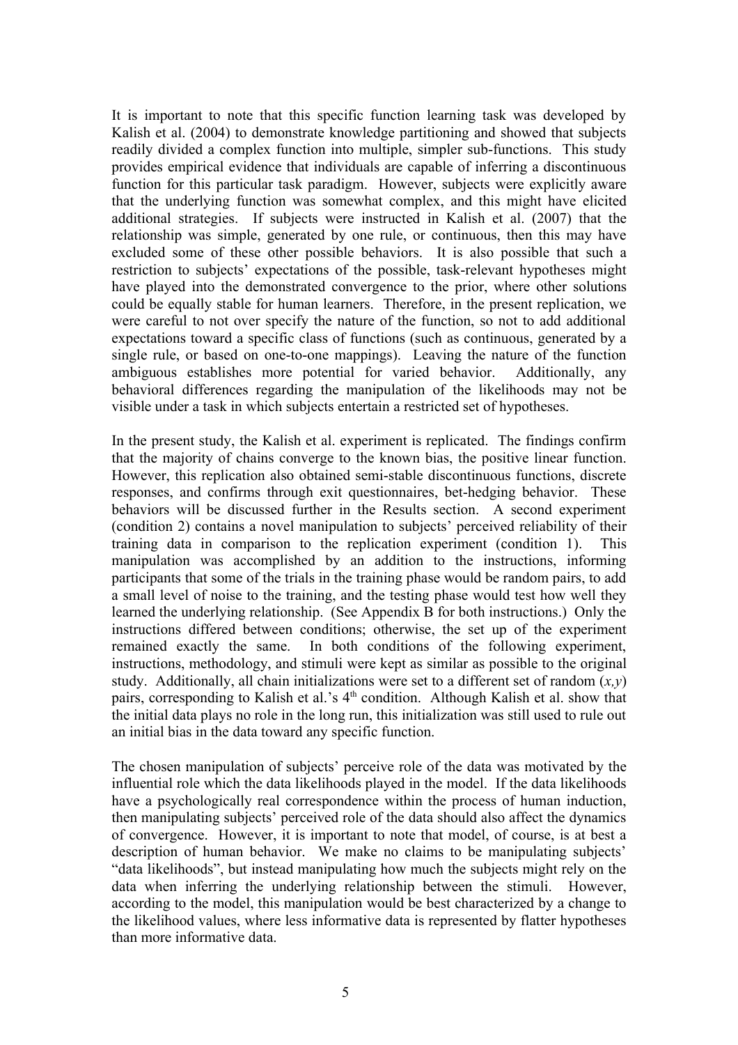It is important to note that this specific function learning task was developed by Kalish et al. (2004) to demonstrate knowledge partitioning and showed that subjects readily divided a complex function into multiple, simpler sub-functions. This study provides empirical evidence that individuals are capable of inferring a discontinuous function for this particular task paradigm. However, subjects were explicitly aware that the underlying function was somewhat complex, and this might have elicited additional strategies. If subjects were instructed in Kalish et al. (2007) that the relationship was simple, generated by one rule, or continuous, then this may have excluded some of these other possible behaviors. It is also possible that such a restriction to subjects' expectations of the possible, task-relevant hypotheses might have played into the demonstrated convergence to the prior, where other solutions could be equally stable for human learners. Therefore, in the present replication, we were careful to not over specify the nature of the function, so not to add additional expectations toward a specific class of functions (such as continuous, generated by a single rule, or based on one-to-one mappings). Leaving the nature of the function ambiguous establishes more potential for varied behavior. Additionally, any behavioral differences regarding the manipulation of the likelihoods may not be visible under a task in which subjects entertain a restricted set of hypotheses.

In the present study, the Kalish et al. experiment is replicated. The findings confirm that the majority of chains converge to the known bias, the positive linear function. However, this replication also obtained semi-stable discontinuous functions, discrete responses, and confirms through exit questionnaires, bet-hedging behavior. These behaviors will be discussed further in the Results section. A second experiment (condition 2) contains a novel manipulation to subjects' perceived reliability of their training data in comparison to the replication experiment (condition 1). This manipulation was accomplished by an addition to the instructions, informing participants that some of the trials in the training phase would be random pairs, to add a small level of noise to the training, and the testing phase would test how well they learned the underlying relationship. (See Appendix B for both instructions.) Only the instructions differed between conditions; otherwise, the set up of the experiment remained exactly the same. In both conditions of the following experiment, instructions, methodology, and stimuli were kept as similar as possible to the original study. Additionally, all chain initializations were set to a different set of random $(x,y)$ pairs, corresponding to Kalish et al.'s 4th condition. Although Kalish et al. show that the initial data plays no role in the long run, this initialization was still used to rule out an initial bias in the data toward any specific function.

The chosen manipulation of subjects' perceive role of the data was motivated by the influential role which the data likelihoods played in the model. If the data likelihoods have a psychologically real correspondence within the process of human induction, then manipulating subjects' perceived role of the data should also affect the dynamics of convergence. However, it is important to note that model, of course, is at best a description of human behavior. We make no claims to be manipulating subjects' "data likelihoods", but instead manipulating how much the subjects might rely on the data when inferring the underlying relationship between the stimuli. However, according to the model, this manipulation would be best characterized by a change to the likelihood values, where less informative data is represented by flatter hypotheses than more informative data.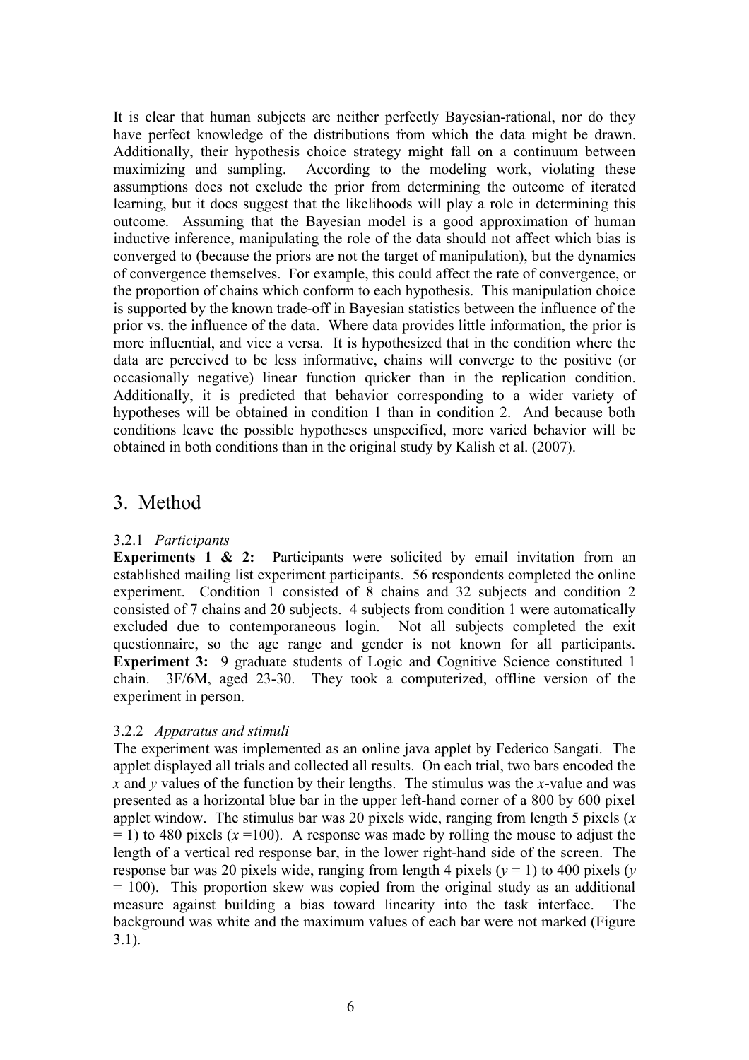It is clear that human subjects are neither perfectly Bayesian-rational, nor do they have perfect knowledge of the distributions from which the data might be drawn. Additionally, their hypothesis choice strategy might fall on a continuum between maximizing and sampling. According to the modeling work, violating these assumptions does not exclude the prior from determining the outcome of iterated learning, but it does suggest that the likelihoods will play a role in determining this outcome. Assuming that the Bayesian model is a good approximation of human inductive inference, manipulating the role of the data should not affect which bias is converged to (because the priors are not the target of manipulation), but the dynamics of convergence themselves. For example, this could affect the rate of convergence, or the proportion of chains which conform to each hypothesis. This manipulation choice is supported by the known trade-off in Bayesian statistics between the influence of the prior vs. the influence of the data. Where data provides little information, the prior is more influential, and vice a versa. It is hypothesized that in the condition where the data are perceived to be less informative, chains will converge to the positive (or occasionally negative) linear function quicker than in the replication condition. Additionally, it is predicted that behavior corresponding to a wider variety of hypotheses will be obtained in condition 1 than in condition 2. And because both conditions leave the possible hypotheses unspecified, more varied behavior will be obtained in both conditions than in the original study by Kalish et al. (2007).

# 3. Method

### 3.2.1 *Participants*

**Experiments 1 & 2:** Participants were solicited by email invitation from an established mailing list experiment participants. 56 respondents completed the online experiment. Condition 1 consisted of 8 chains and 32 subjects and condition 2 consisted of 7 chains and 20 subjects. 4 subjects from condition 1 were automatically excluded due to contemporaneous login. Not all subjects completed the exit questionnaire, so the age range and gender is not known for all participants. **Experiment 3:** 9 graduate students of Logic and Cognitive Science constituted 1 chain. 3F/6M, aged 23-30. They took a computerized, offline version of the experiment in person.

### 3.2.2 *Apparatus and stimuli*

The experiment was implemented as an online java applet by Federico Sangati. The applet displayed all trials and collected all results. On each trial, two bars encoded the $x$ and $y$ values of the function by their lengths. The stimulus was the $x$-value and was presented as a horizontal blue bar in the upper left-hand corner of a 800 by 600 pixel applet window. The stimulus bar was 20 pixels wide, ranging from length 5 pixels ($x = 1$) to 480 pixels ($x = 100$). A response was made by rolling the mouse to adjust the length of a vertical red response bar, in the lower right-hand side of the screen. The response bar was 20 pixels wide, ranging from length 4 pixels ($y = 1$) to 400 pixels ($y = 100$). This proportion skew was copied from the original study as an additional measure against building a bias toward linearity into the task interface. The background was white and the maximum values of each bar were not marked (Figure 3.1).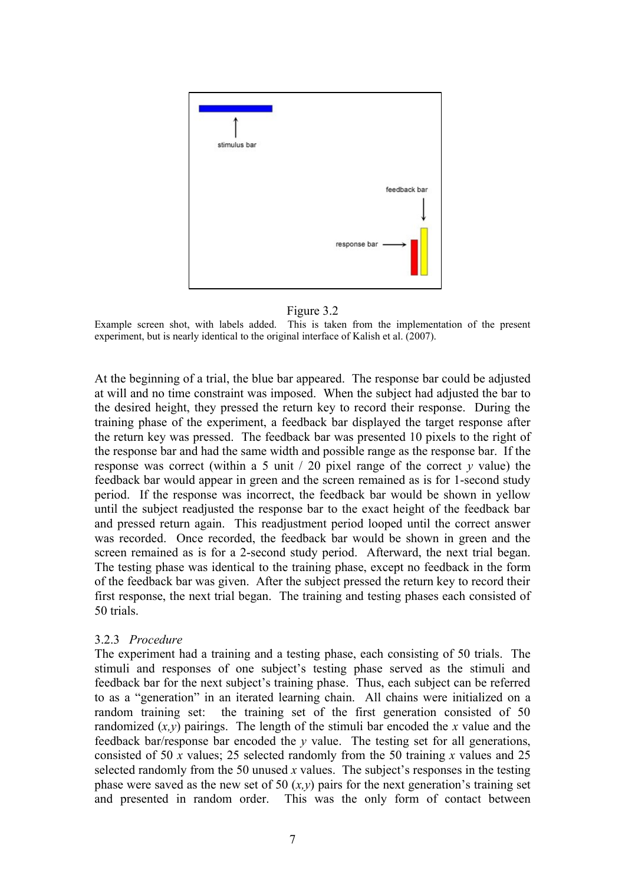Figure 3.2

Example screen shot, with labels added. This is taken from the implementation of the present experiment, but is nearly identical to the original interface of Kalish et al. (2007).

At the beginning of a trial, the blue bar appeared. The response bar could be adjusted at will and no time constraint was imposed. When the subject had adjusted the bar to the desired height, they pressed the return key to record their response. During the training phase of the experiment, a feedback bar displayed the target response after the return key was pressed. The feedback bar was presented 10 pixels to the right of the response bar and had the same width and possible range as the response bar. If the response was correct (within a 5 unit / 20 pixel range of the correct $y$ value) the feedback bar would appear in green and the screen remained as is for 1-second study period. If the response was incorrect, the feedback bar would be shown in yellow until the subject readjusted the response bar to the exact height of the feedback bar and pressed return again. This readjustment period looped until the correct answer was recorded. Once recorded, the feedback bar would be shown in green and the screen remained as is for a 2-second study period. Afterward, the next trial began. The testing phase was identical to the training phase, except no feedback in the form of the feedback bar was given. After the subject pressed the return key to record their first response, the next trial began. The training and testing phases each consisted of 50 trials.

### 3.2.3 *Procedure*

The experiment had a training and a testing phase, each consisting of 50 trials. The stimuli and responses of one subject's testing phase served as the stimuli and feedback bar for the next subject's training phase. Thus, each subject can be referred to as a "generation" in an iterated learning chain. All chains were initialized on a random training set: the training set of the first generation consisted of 50 randomized $(x,y)$ pairings. The length of the stimuli bar encoded the $x$ value and the feedback bar/response bar encoded the $y$ value. The testing set for all generations, consisted of 50 $x$ values; 25 selected randomly from the 50 training $x$ values and 25 selected randomly from the 50 unused $x$ values. The subject's responses in the testing phase were saved as the new set of 50 $(x,y)$ pairs for the next generation's training set and presented in random order. This was the only form of contact between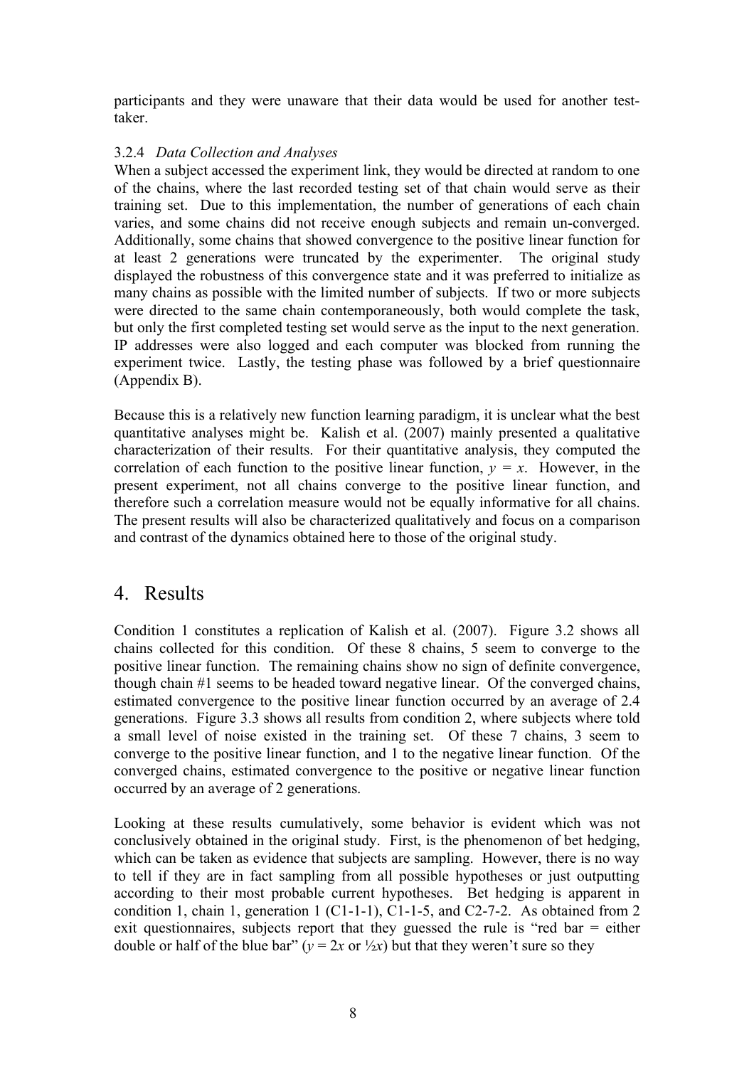participants and they were unaware that their data would be used for another test-taker.

### 3.2.4 *Data Collection and Analyses*

When a subject accessed the experiment link, they would be directed at random to one of the chains, where the last recorded testing set of that chain would serve as their training set. Due to this implementation, the number of generations of each chain varies, and some chains did not receive enough subjects and remain un-converged. Additionally, some chains that showed convergence to the positive linear function for at least 2 generations were truncated by the experimenter. The original study displayed the robustness of this convergence state and it was preferred to initialize as many chains as possible with the limited number of subjects. If two or more subjects were directed to the same chain contemporaneously, both would complete the task, but only the first completed testing set would serve as the input to the next generation. IP addresses were also logged and each computer was blocked from running the experiment twice. Lastly, the testing phase was followed by a brief questionnaire (Appendix B).

Because this is a relatively new function learning paradigm, it is unclear what the best quantitative analyses might be. Kalish et al. (2007) mainly presented a qualitative characterization of their results. For their quantitative analysis, they computed the correlation of each function to the positive linear function, $y = x$. However, in the present experiment, not all chains converge to the positive linear function, and therefore such a correlation measure would not be equally informative for all chains. The present results will also be characterized qualitatively and focus on a comparison and contrast of the dynamics obtained here to those of the original study.

# 4. Results

Condition 1 constitutes a replication of Kalish et al. (2007). Figure 3.2 shows all chains collected for this condition. Of these 8 chains, 5 seem to converge to the positive linear function. The remaining chains show no sign of definite convergence, though chain #1 seems to be headed toward negative linear. Of the converged chains, estimated convergence to the positive linear function occurred by an average of 2.4 generations. Figure 3.3 shows all results from condition 2, where subjects where told a small level of noise existed in the training set. Of these 7 chains, 3 seem to converge to the positive linear function, and 1 to the negative linear function. Of the converged chains, estimated convergence to the positive or negative linear function occurred by an average of 2 generations.

Looking at these results cumulatively, some behavior is evident which was not conclusively obtained in the original study. First, is the phenomenon of bet hedging, which can be taken as evidence that subjects are sampling. However, there is no way to tell if they are in fact sampling from all possible hypotheses or just outputting according to their most probable current hypotheses. Bet hedging is apparent in condition 1, chain 1, generation 1 (C1-1-1), C1-1-5, and C2-7-2. As obtained from 2 exit questionnaires, subjects report that they guessed the rule is "red bar = either double or half of the blue bar" ($y = 2x$ or $\frac{1}{2}x$) but that they weren't sure so they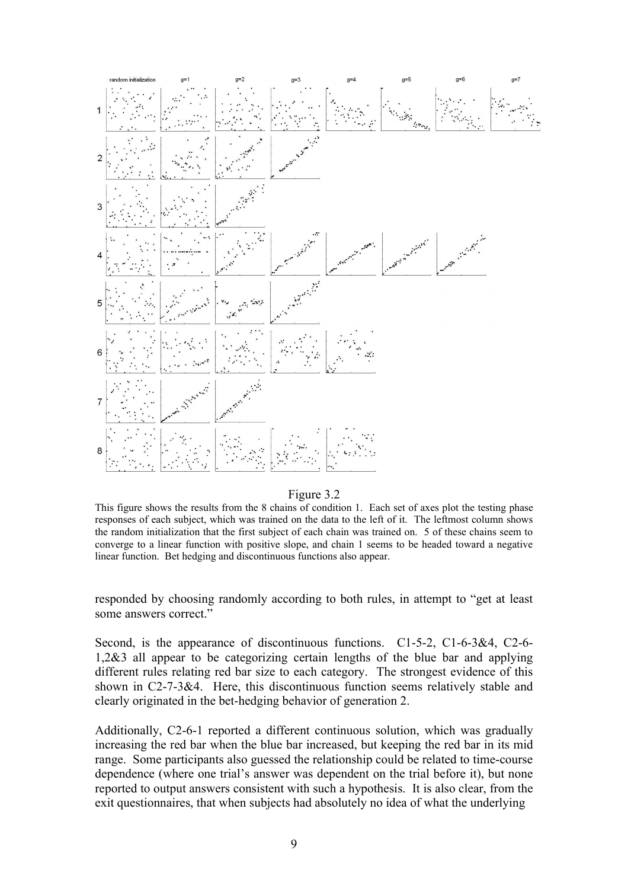Figure 3.2

This figure shows the results from the 8 chains of condition 1. Each set of axes plot the testing phase responses of each subject, which was trained on the data to the left of it. The leftmost column shows the random initialization that the first subject of each chain was trained on. 5 of these chains seem to converge to a linear function with positive slope, and chain 1 seems to be headed toward a negative linear function. Bet hedging and discontinuous functions also appear.

responded by choosing randomly according to both rules, in attempt to "get at least some answers correct."

Second, is the appearance of discontinuous functions. C1-5-2, C1-6-3&4, C2-6-1,2&3 all appear to be categorizing certain lengths of the blue bar and applying different rules relating red bar size to each category. The strongest evidence of this shown in C2-7-3&4. Here, this discontinuous function seems relatively stable and clearly originated in the bet-hedging behavior of generation 2.

Additionally, C2-6-1 reported a different continuous solution, which was gradually increasing the red bar when the blue bar increased, but keeping the red bar in its mid range. Some participants also guessed the relationship could be related to time-course dependence (where one trial's answer was dependent on the trial before it), but none reported to output answers consistent with such a hypothesis. It is also clear, from the exit questionnaires, that when subjects had absolutely no idea of what the underlying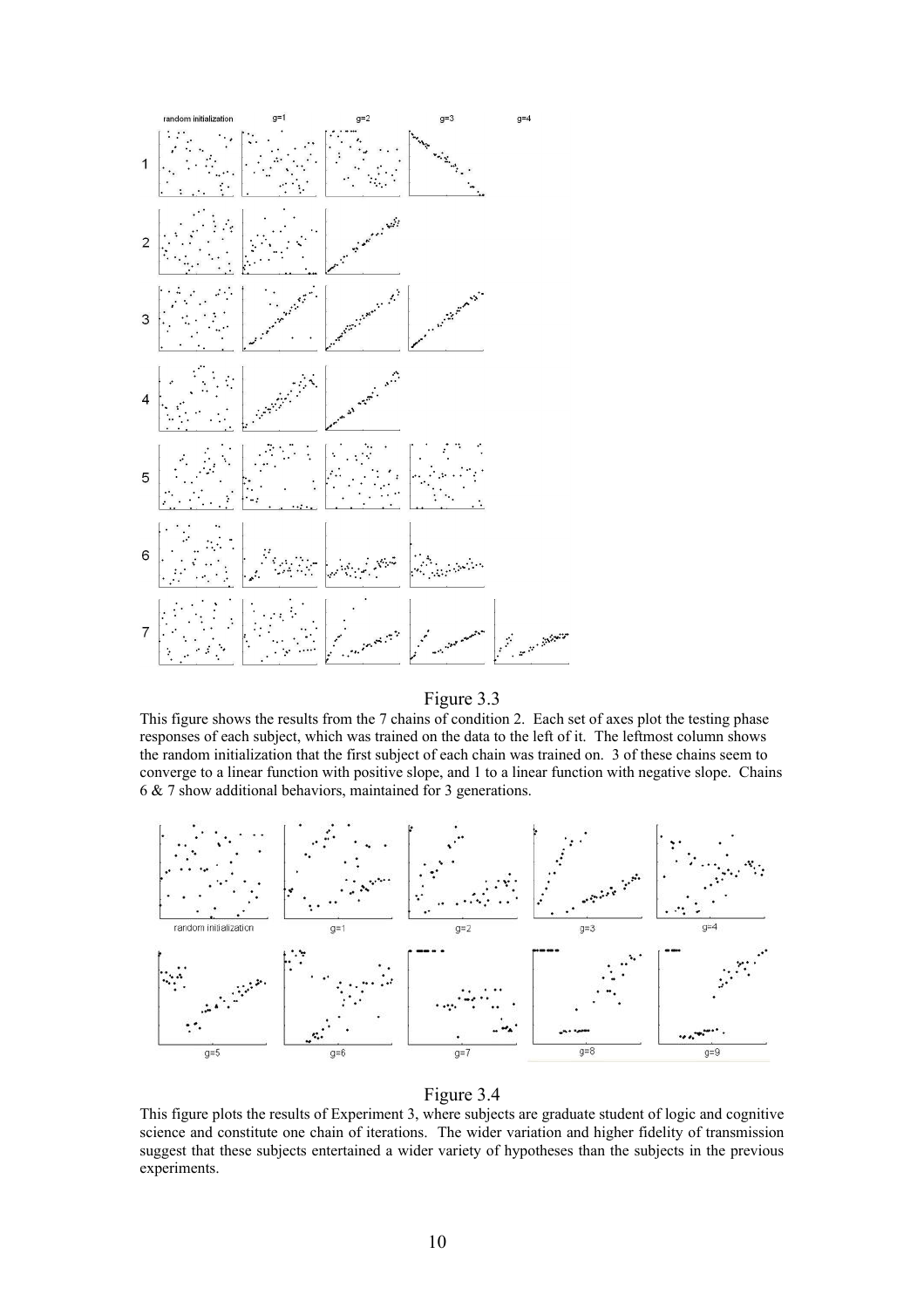Figure 3.3

This figure shows the results from the 7 chains of condition 2. Each set of axes plot the testing phase responses of each subject, which was trained on the data to the left of it. The leftmost column shows the random initialization that the first subject of each chain was trained on. 3 of these chains seem to converge to a linear function with positive slope, and 1 to a linear function with negative slope. Chains 6 & 7 show additional behaviors, maintained for 3 generations.

Figure 3.4

This figure plots the results of Experiment 3, where subjects are graduate student of logic and cognitive science and constitute one chain of iterations. The wider variation and higher fidelity of transmission suggest that these subjects entertained a wider variety of hypotheses than the subjects in the previous experiments.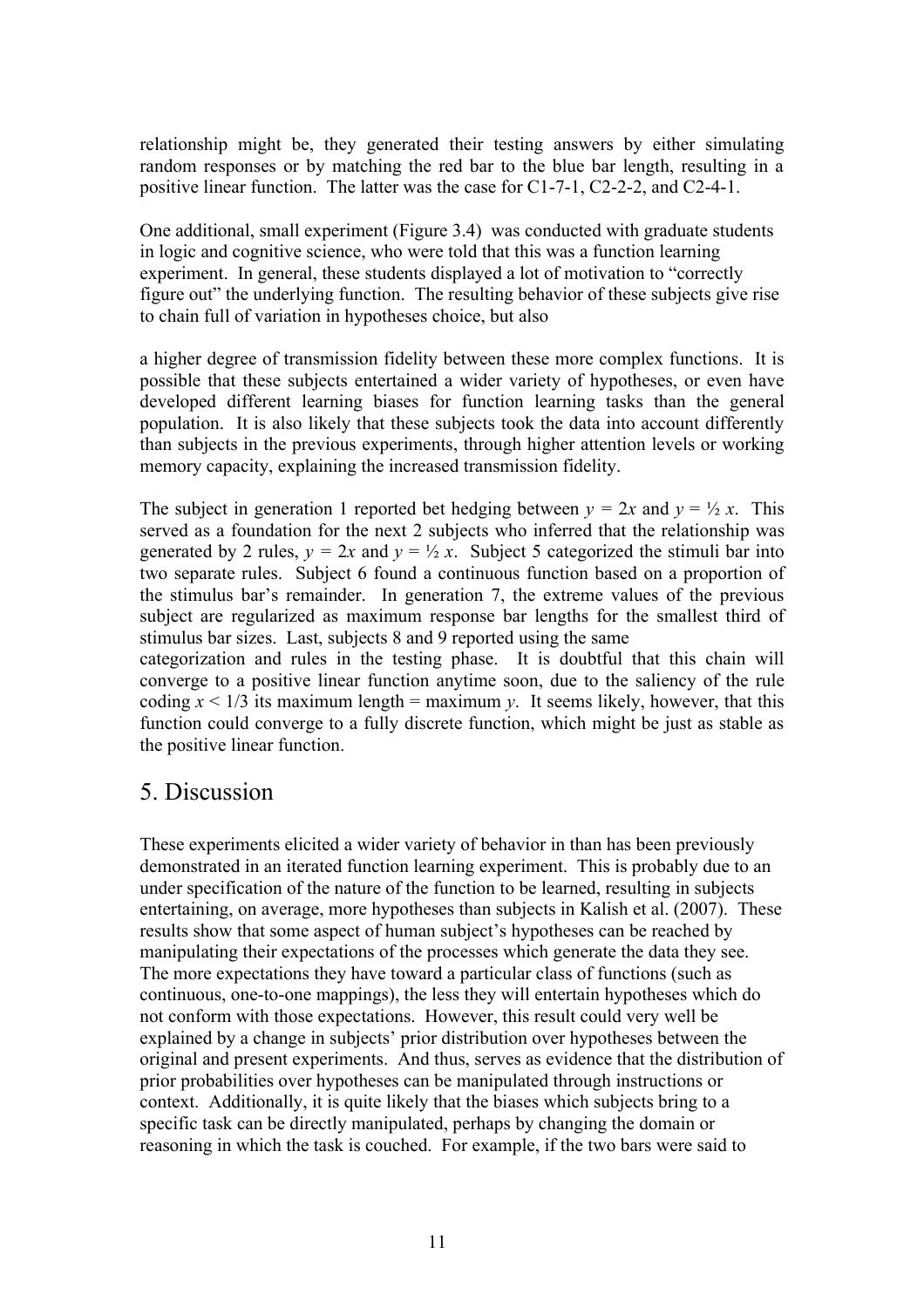relationship might be, they generated their testing answers by either simulating random responses or by matching the red bar to the blue bar length, resulting in a positive linear function. The latter was the case for C1-7-1, C2-2-2, and C2-4-1.

One additional, small experiment (Figure 3.4) was conducted with graduate students in logic and cognitive science, who were told that this was a function learning experiment. In general, these students displayed a lot of motivation to "correctly figure out" the underlying function. The resulting behavior of these subjects give rise to chain full of variation in hypotheses choice, but also

a higher degree of transmission fidelity between these more complex functions. It is possible that these subjects entertained a wider variety of hypotheses, or even have developed different learning biases for function learning tasks than the general population. It is also likely that these subjects took the data into account differently than subjects in the previous experiments, through higher attention levels or working memory capacity, explaining the increased transmission fidelity.

The subject in generation 1 reported bet hedging between $y = 2x$ and $y = \frac{1}{2}x$. This served as a foundation for the next 2 subjects who inferred that the relationship was generated by 2 rules, $y = 2x$ and $y = \frac{1}{2}x$. Subject 5 categorized the stimuli bar into two separate rules. Subject 6 found a continuous function based on a proportion of the stimulus bar's remainder. In generation 7, the extreme values of the previous subject are regularized as maximum response bar lengths for the smallest third of stimulus bar sizes. Last, subjects 8 and 9 reported using the same categorization and rules in the testing phase. It is doubtful that this chain will converge to a positive linear function anytime soon, due to the saliency of the rule coding $x < 1/3$ its maximum length = maximum $y$. It seems likely, however, that this function could converge to a fully discrete function, which might be just as stable as the positive linear function.

## 5. Discussion

These experiments elicited a wider variety of behavior in than has been previously demonstrated in an iterated function learning experiment. This is probably due to an under specification of the nature of the function to be learned, resulting in subjects entertaining, on average, more hypotheses than subjects in Kalish et al. (2007). These results show that some aspect of human subject's hypotheses can be reached by manipulating their expectations of the processes which generate the data they see. The more expectations they have toward a particular class of functions (such as continuous, one-to-one mappings), the less they will entertain hypotheses which do not conform with those expectations. However, this result could very well be explained by a change in subjects' prior distribution over hypotheses between the original and present experiments. And thus, serves as evidence that the distribution of prior probabilities over hypotheses can be manipulated through instructions or context. Additionally, it is quite likely that the biases which subjects bring to a specific task can be directly manipulated, perhaps by changing the domain or reasoning in which the task is couched. For example, if the two bars were said to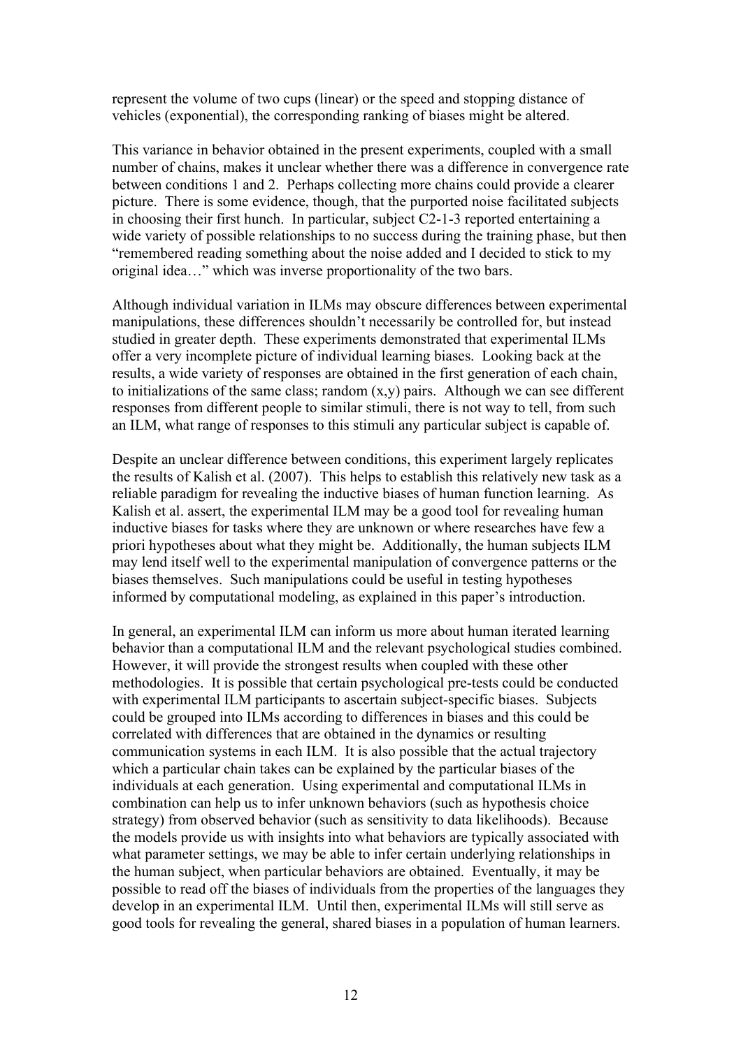represent the volume of two cups (linear) or the speed and stopping distance of vehicles (exponential), the corresponding ranking of biases might be altered.

This variance in behavior obtained in the present experiments, coupled with a small number of chains, makes it unclear whether there was a difference in convergence rate between conditions 1 and 2. Perhaps collecting more chains could provide a clearer picture. There is some evidence, though, that the purported noise facilitated subjects in choosing their first hunch. In particular, subject C2-1-3 reported entertaining a wide variety of possible relationships to no success during the training phase, but then "remembered reading something about the noise added and I decided to stick to my original idea…" which was inverse proportionality of the two bars.

Although individual variation in ILMs may obscure differences between experimental manipulations, these differences shouldn't necessarily be controlled for, but instead studied in greater depth. These experiments demonstrated that experimental ILMs offer a very incomplete picture of individual learning biases. Looking back at the results, a wide variety of responses are obtained in the first generation of each chain, to initializations of the same class; random (x,y) pairs. Although we can see different responses from different people to similar stimuli, there is not way to tell, from such an ILM, what range of responses to this stimuli any particular subject is capable of.

Despite an unclear difference between conditions, this experiment largely replicates the results of Kalish et al. (2007). This helps to establish this relatively new task as a reliable paradigm for revealing the inductive biases of human function learning. As Kalish et al. assert, the experimental ILM may be a good tool for revealing human inductive biases for tasks where they are unknown or where researches have few a priori hypotheses about what they might be. Additionally, the human subjects ILM may lend itself well to the experimental manipulation of convergence patterns or the biases themselves. Such manipulations could be useful in testing hypotheses informed by computational modeling, as explained in this paper's introduction.

In general, an experimental ILM can inform us more about human iterated learning behavior than a computational ILM and the relevant psychological studies combined. However, it will provide the strongest results when coupled with these other methodologies. It is possible that certain psychological pre-tests could be conducted with experimental ILM participants to ascertain subject-specific biases. Subjects could be grouped into ILMs according to differences in biases and this could be correlated with differences that are obtained in the dynamics or resulting communication systems in each ILM. It is also possible that the actual trajectory which a particular chain takes can be explained by the particular biases of the individuals at each generation. Using experimental and computational ILMs in combination can help us to infer unknown behaviors (such as hypothesis choice strategy) from observed behavior (such as sensitivity to data likelihoods). Because the models provide us with insights into what behaviors are typically associated with what parameter settings, we may be able to infer certain underlying relationships in the human subject, when particular behaviors are obtained. Eventually, it may be possible to read off the biases of individuals from the properties of the languages they develop in an experimental ILM. Until then, experimental ILMs will still serve as good tools for revealing the general, shared biases in a population of human learners.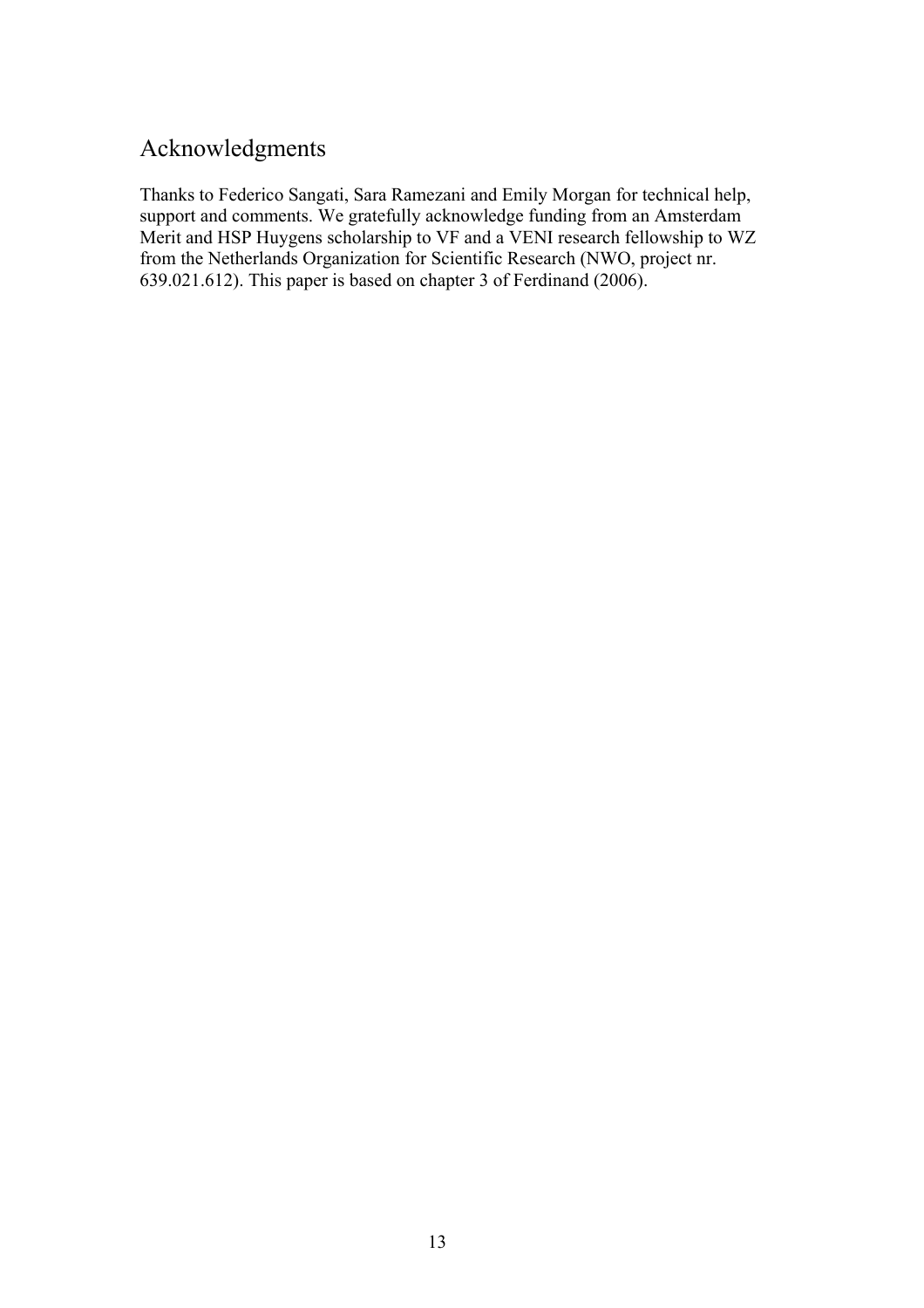## Acknowledgments

Thanks to Federico Sangati, Sara Ramezani and Emily Morgan for technical help, support and comments. We gratefully acknowledge funding from an Amsterdam Merit and HSP Huygens scholarship to VF and a VENI research fellowship to WZ from the Netherlands Organization for Scientific Research (NWO, project nr. 639.021.612). This paper is based on chapter 3 of Ferdinand (2006).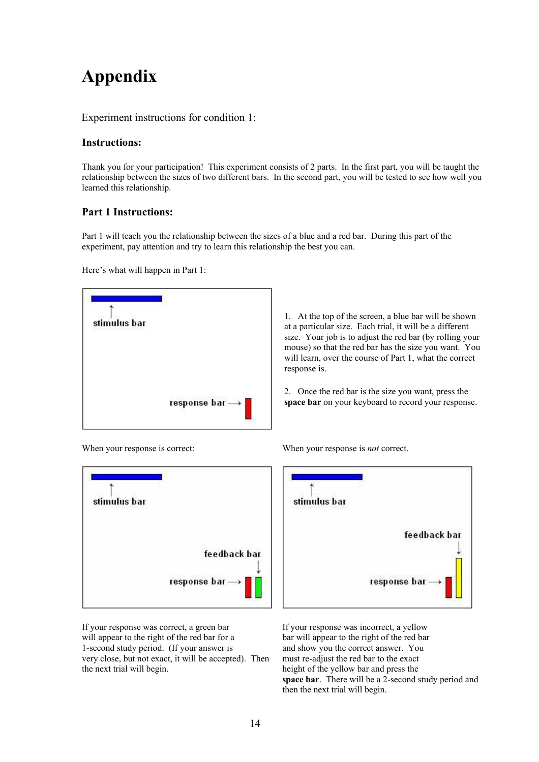# Appendix

Experiment instructions for condition 1:

### Instructions:

Thank you for your participation! This experiment consists of 2 parts. In the first part, you will be taught the relationship between the sizes of two different bars. In the second part, you will be tested to see how well you learned this relationship.

### Part 1 Instructions:

Part 1 will teach you the relationship between the sizes of a blue and a red bar. During this part of the experiment, pay attention and try to learn this relationship the best you can.

Here's what will happen in Part 1:

1. At the top of the screen, a blue bar will be shown at a particular size. Each trial, it will be a different size. Your job is to adjust the red bar (by rolling your mouse) so that the red bar has the size you want. You will learn, over the course of Part 1, what the correct response is.

2. Once the red bar is the size you want, press the **space bar** on your keyboard to record your response.

When your response is correct:

If your response was correct, a green bar will appear to the right of the red bar for a 1-second study period. (If your answer is very close, but not exact, it will be accepted). Then the next trial will begin.

When your response is *not* correct.

If your response was incorrect, a yellow bar will appear to the right of the red bar and show you the correct answer. You must re-adjust the red bar to the exact height of the yellow bar and press the **space bar**. There will be a 2-second study period and then the next trial will begin.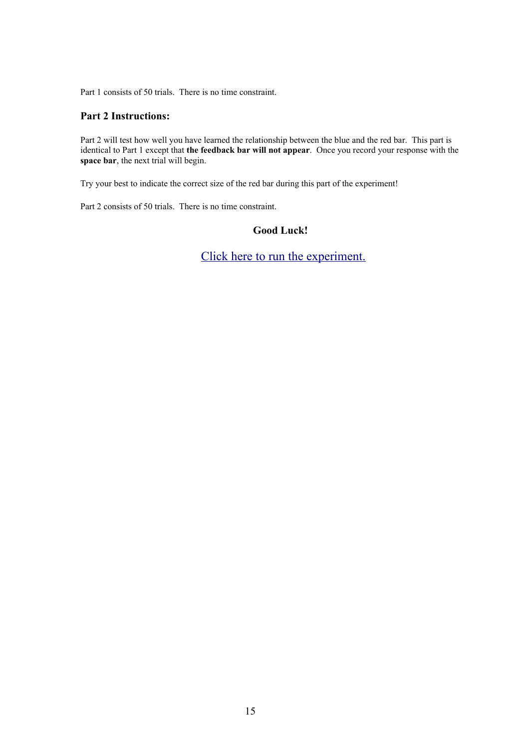Part 1 consists of 50 trials.  There is no time constraint.

### Part 2 Instructions:

Part 2 will test how well you have learned the relationship between the blue and the red bar.  This part is identical to Part 1 except that **the feedback bar will not appear**.  Once you record your response with the **space bar**, the next trial will begin.

Try your best to indicate the correct size of the red bar during this part of the experiment!

Part 2 consists of 50 trials.  There is no time constraint.

**Good Luck!**

Click here to run the experiment.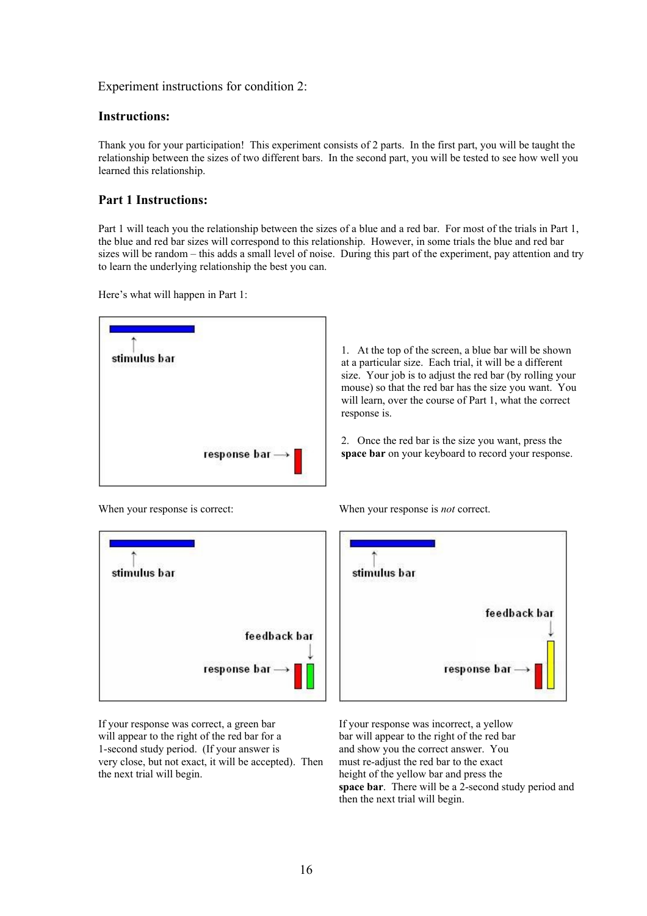Experiment instructions for condition 2:

## Instructions:

Thank you for your participation! This experiment consists of 2 parts. In the first part, you will be taught the relationship between the sizes of two different bars. In the second part, you will be tested to see how well you learned this relationship.

## Part 1 Instructions:

Part 1 will teach you the relationship between the sizes of a blue and a red bar. For most of the trials in Part 1, the blue and red bar sizes will correspond to this relationship. However, in some trials the blue and red bar sizes will be random – this adds a small level of noise. During this part of the experiment, pay attention and try to learn the underlying relationship the best you can.

Here's what will happen in Part 1:

stimulus bar

response bar →

1. At the top of the screen, a blue bar will be shown at a particular size. Each trial, it will be a different size. Your job is to adjust the red bar (by rolling your mouse) so that the red bar has the size you want. You will learn, over the course of Part 1, what the correct response is.

2. Once the red bar is the size you want, press the **space bar** on your keyboard to record your response.

When your response is correct:

stimulus bar

feedback bar

response bar →

If your response was correct, a green bar will appear to the right of the red bar for a 1-second study period. (If your answer is very close, but not exact, it will be accepted). Then the next trial will begin.

When your response is *not* correct.

stimulus bar

feedback bar

response bar →

If your response was incorrect, a yellow bar will appear to the right of the red bar and show you the correct answer. You must re-adjust the red bar to the exact height of the yellow bar and press the **space bar**. There will be a 2-second study period and then the next trial will begin.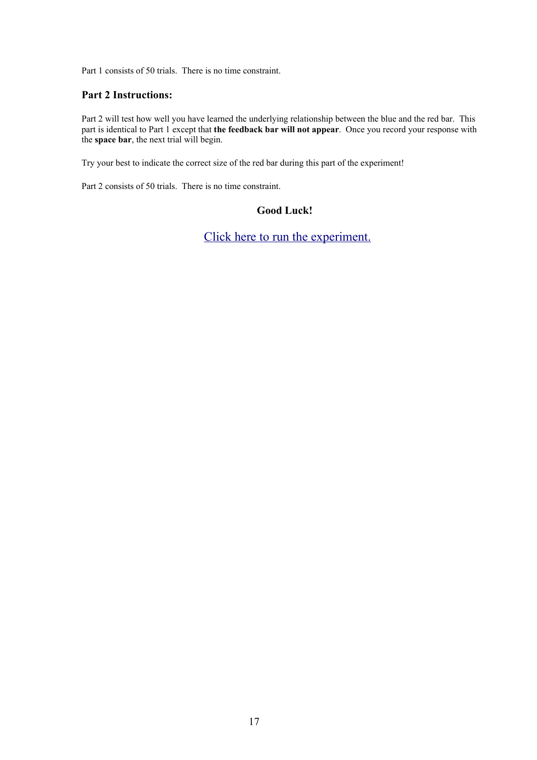Part 1 consists of 50 trials. There is no time constraint.

### Part 2 Instructions:

Part 2 will test how well you have learned the underlying relationship between the blue and the red bar. This part is identical to Part 1 except that **the feedback bar will not appear**. Once you record your response with the **space bar**, the next trial will begin.

Try your best to indicate the correct size of the red bar during this part of the experiment!

Part 2 consists of 50 trials. There is no time constraint.

**Good Luck!**

Click here to run the experiment.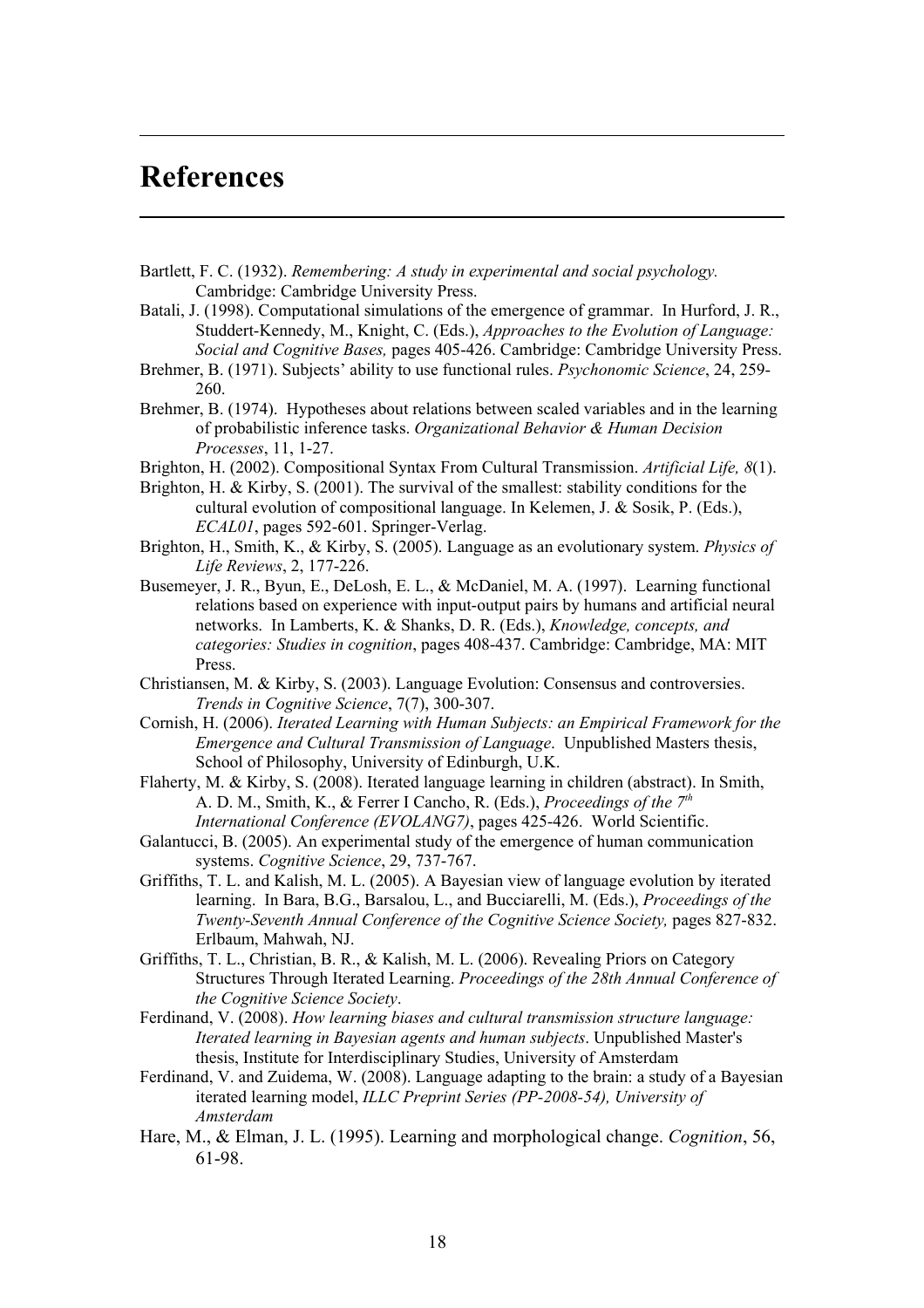# References

Bartlett, F. C. (1932). *Remembering: A study in experimental and social psychology.* Cambridge: Cambridge University Press.

Batali, J. (1998). Computational simulations of the emergence of grammar. In Hurford, J. R., Studdert-Kennedy, M., Knight, C. (Eds.), *Approaches to the Evolution of Language: Social and Cognitive Bases,* pages 405-426. Cambridge: Cambridge University Press.

Brehmer, B. (1971). Subjects' ability to use functional rules. *Psychonomic Science*, 24, 259-260.

Brehmer, B. (1974). Hypotheses about relations between scaled variables and in the learning of probabilistic inference tasks. *Organizational Behavior & Human Decision Processes*, 11, 1-27.

Brighton, H. (2002). Compositional Syntax From Cultural Transmission. *Artificial Life, 8*(1).

Brighton, H. & Kirby, S. (2001). The survival of the smallest: stability conditions for the cultural evolution of compositional language. In Kelemen, J. & Sosik, P. (Eds.), *ECAL01*, pages 592-601. Springer-Verlag.

Brighton, H., Smith, K., & Kirby, S. (2005). Language as an evolutionary system. *Physics of Life Reviews*, 2, 177-226.

Busemeyer, J. R., Byun, E., DeLosh, E. L., & McDaniel, M. A. (1997). Learning functional relations based on experience with input-output pairs by humans and artificial neural networks. In Lamberts, K. & Shanks, D. R. (Eds.), *Knowledge, concepts, and categories: Studies in cognition*, pages 408-437. Cambridge: Cambridge, MA: MIT Press.

Christiansen, M. & Kirby, S. (2003). Language Evolution: Consensus and controversies. *Trends in Cognitive Science*, 7(7), 300-307.

Cornish, H. (2006). *Iterated Learning with Human Subjects: an Empirical Framework for the Emergence and Cultural Transmission of Language*. Unpublished Masters thesis, School of Philosophy, University of Edinburgh, U.K.

Flaherty, M. & Kirby, S. (2008). Iterated language learning in children (abstract). In Smith, A. D. M., Smith, K., & Ferrer I Cancho, R. (Eds.), *Proceedings of the 7th International Conference (EVOLANG7)*, pages 425-426. World Scientific.

Galantucci, B. (2005). An experimental study of the emergence of human communication systems. *Cognitive Science*, 29, 737-767.

Griffiths, T. L. and Kalish, M. L. (2005). A Bayesian view of language evolution by iterated learning. In Bara, B.G., Barsalou, L., and Bucciarelli, M. (Eds.), *Proceedings of the Twenty-Seventh Annual Conference of the Cognitive Science Society,* pages 827-832. Erlbaum, Mahwah, NJ.

Griffiths, T. L., Christian, B. R., & Kalish, M. L. (2006). Revealing Priors on Category Structures Through Iterated Learning. *Proceedings of the 28th Annual Conference of the Cognitive Science Society*.

Ferdinand, V. (2008). *How learning biases and cultural transmission structure language: Iterated learning in Bayesian agents and human subjects*. Unpublished Master's thesis, Institute for Interdisciplinary Studies, University of Amsterdam

Ferdinand, V. and Zuidema, W. (2008). Language adapting to the brain: a study of a Bayesian iterated learning model, *ILLC Preprint Series (PP-2008-54), University of Amsterdam*

Hare, M., & Elman, J. L. (1995). Learning and morphological change. *Cognition*, 56, 61-98.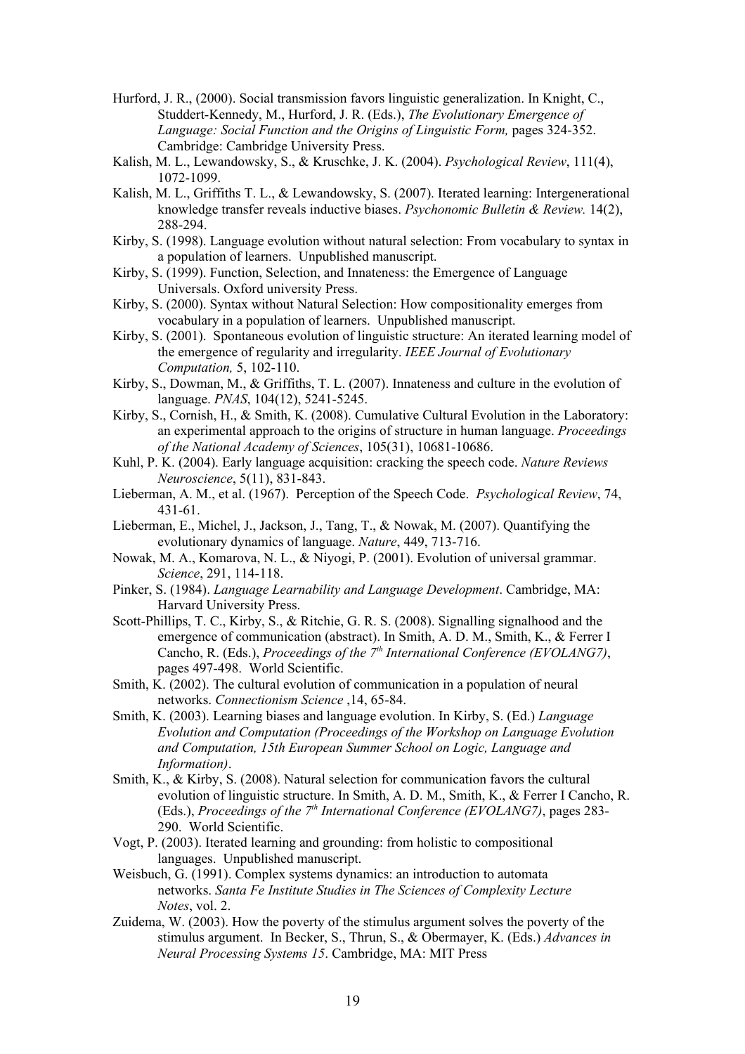Hurford, J. R., (2000). Social transmission favors linguistic generalization. In Knight, C., Studdert-Kennedy, M., Hurford, J. R. (Eds.), *The Evolutionary Emergence of Language: Social Function and the Origins of Linguistic Form,* pages 324-352. Cambridge: Cambridge University Press.

Kalish, M. L., Lewandowsky, S., & Kruschke, J. K. (2004). *Psychological Review*, 111(4), 1072-1099.

Kalish, M. L., Griffiths T. L., & Lewandowsky, S. (2007). Iterated learning: Intergenerational knowledge transfer reveals inductive biases. *Psychonomic Bulletin & Review.* 14(2), 288-294.

Kirby, S. (1998). Language evolution without natural selection: From vocabulary to syntax in a population of learners. Unpublished manuscript.

Kirby, S. (1999). Function, Selection, and Innateness: the Emergence of Language Universals. Oxford university Press.

Kirby, S. (2000). Syntax without Natural Selection: How compositionality emerges from vocabulary in a population of learners. Unpublished manuscript.

Kirby, S. (2001). Spontaneous evolution of linguistic structure: An iterated learning model of the emergence of regularity and irregularity. *IEEE Journal of Evolutionary Computation,* 5, 102-110.

Kirby, S., Dowman, M., & Griffiths, T. L. (2007). Innateness and culture in the evolution of language. *PNAS*, 104(12), 5241-5245.

Kirby, S., Cornish, H., & Smith, K. (2008). Cumulative Cultural Evolution in the Laboratory: an experimental approach to the origins of structure in human language. *Proceedings of the National Academy of Sciences*, 105(31), 10681-10686.

Kuhl, P. K. (2004). Early language acquisition: cracking the speech code. *Nature Reviews Neuroscience*, 5(11), 831-843.

Lieberman, A. M., et al. (1967). Perception of the Speech Code. *Psychological Review*, 74, 431-61.

Lieberman, E., Michel, J., Jackson, J., Tang, T., & Nowak, M. (2007). Quantifying the evolutionary dynamics of language. *Nature*, 449, 713-716.

Nowak, M. A., Komarova, N. L., & Niyogi, P. (2001). Evolution of universal grammar. *Science*, 291, 114-118.

Pinker, S. (1984). *Language Learnability and Language Development*. Cambridge, MA: Harvard University Press.

Scott-Phillips, T. C., Kirby, S., & Ritchie, G. R. S. (2008). Signalling signalhood and the emergence of communication (abstract). In Smith, A. D. M., Smith, K., & Ferrer I Cancho, R. (Eds.), *Proceedings of the 7th International Conference (EVOLANG7)*, pages 497-498. World Scientific.

Smith, K. (2002). The cultural evolution of communication in a population of neural networks. *Connectionism Science* ,14, 65-84.

Smith, K. (2003). Learning biases and language evolution. In Kirby, S. (Ed.) *Language Evolution and Computation (Proceedings of the Workshop on Language Evolution and Computation, 15th European Summer School on Logic, Language and Information)*.

Smith, K., & Kirby, S. (2008). Natural selection for communication favors the cultural evolution of linguistic structure. In Smith, A. D. M., Smith, K., & Ferrer I Cancho, R. (Eds.), *Proceedings of the 7th International Conference (EVOLANG7)*, pages 283-290. World Scientific.

Vogt, P. (2003). Iterated learning and grounding: from holistic to compositional languages. Unpublished manuscript.

Weisbuch, G. (1991). Complex systems dynamics: an introduction to automata networks. *Santa Fe Institute Studies in The Sciences of Complexity Lecture Notes*, vol. 2.

Zuidema, W. (2003). How the poverty of the stimulus argument solves the poverty of the stimulus argument. In Becker, S., Thrun, S., & Obermayer, K. (Eds.) *Advances in Neural Processing Systems 15*. Cambridge, MA: MIT Press